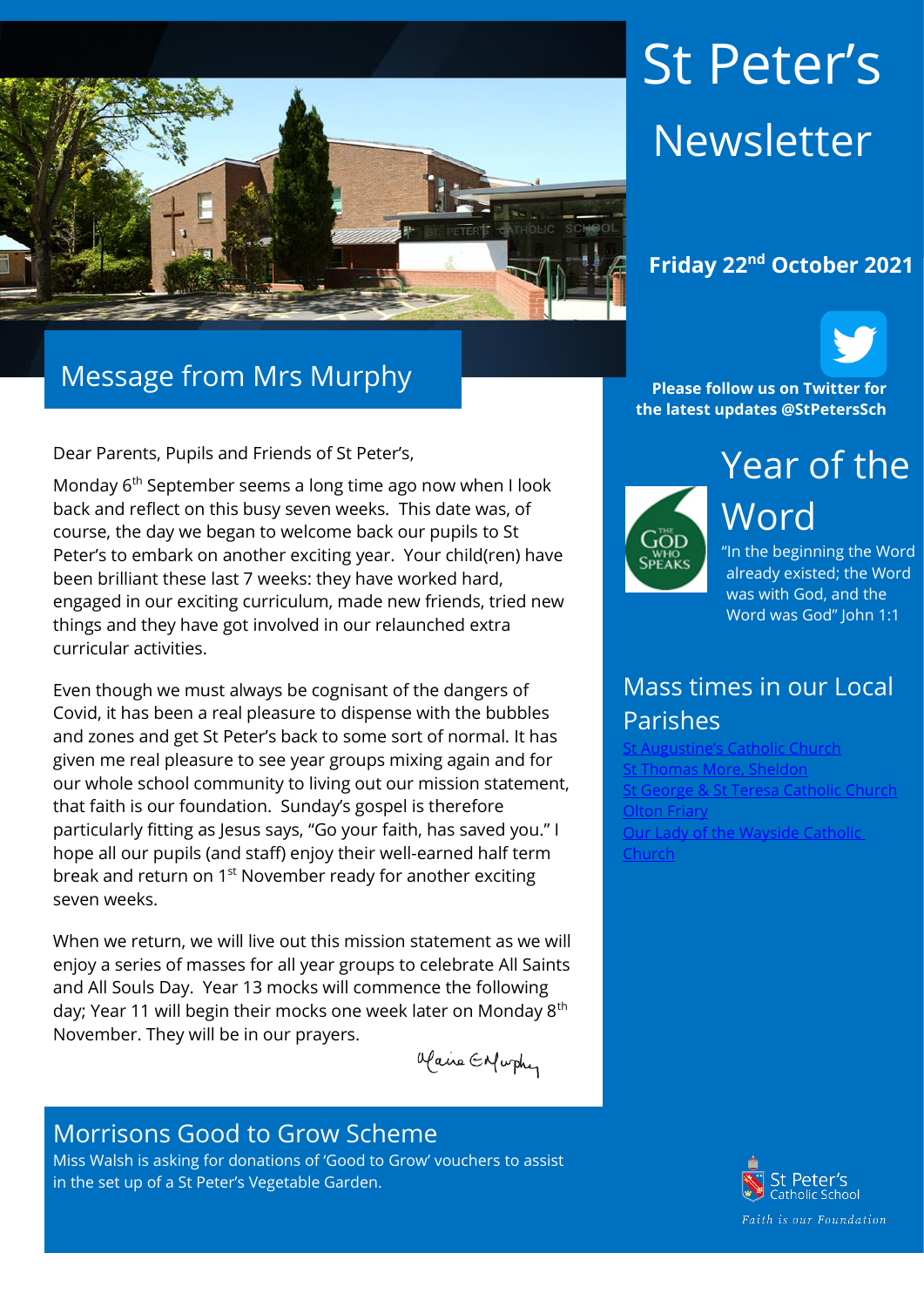# St Peter's Newsletter

**Friday 22nd October 2021**

## Message from Mrs Murphy

Dear Parents, Pupils and Friends of St Peter's,

Monday 6th September seems a long time ago now when I look back and reflect on this busy seven weeks. This date was, of course, the day we began to welcome back our pupils to St Peter's to embark on another exciting year. Your child(ren) have been brilliant these last 7 weeks: they have worked hard, engaged in our exciting curriculum, made new friends, tried new things and they have got involved in our relaunched extra curricular activities.

Even though we must always be cognisant of the dangers of Covid, it has been a real pleasure to dispense with the bubbles and zones and get St Peter's back to some sort of normal. It has given me real pleasure to see year groups mixing again and for our whole school community to living out our mission statement, that faith is our foundation. Sunday's gospel is therefore particularly fitting as Jesus says, "Go your faith, has saved you." I hope all our pupils (and staff) enjoy their well-earned half term break and return on 1st November ready for another exciting seven weeks.

When we return, we will live out this mission statement as we will enjoy a series of masses for all year groups to celebrate All Saints and All Souls Day. Year 13 mocks will commence the following day; Year 11 will begin their mocks one week later on Monday 8th November. They will be in our prayers.

Elaine E Murphy

## Morrisons Good to Grow Scheme

Miss Walsh is asking for donations of 'Good to Grow' vouchers to assist in the set up of a St Peter's Vegetable Garden.

**Please follow us on Twitter for the latest updates @StPetersSch**

## Year of the Word

THE GOD WHO SPEAKS

"In the beginning the Word already existed; the Word was with God, and the Word was God" John 1:1

## Mass times in our Local Parishes

- St Augustine's Catholic Church
- St Thomas More, Sheldon
- St George & St Teresa Catholic Church
- Olton Friary
- Our Lady of the Wayside Catholic Church

St Peter's Catholic School

*Faith is our Foundation*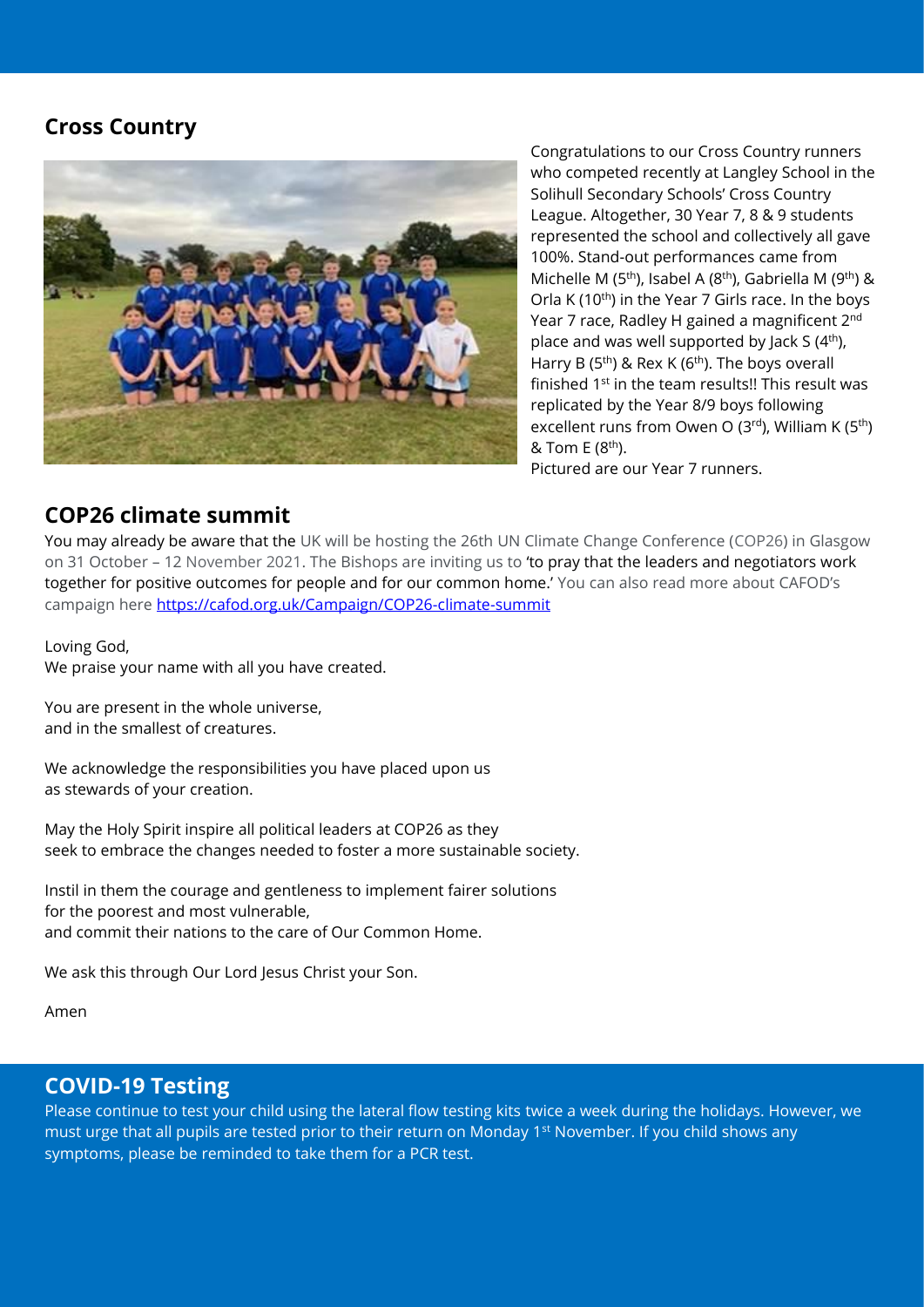## Cross Country

Congratulations to our Cross Country runners who competed recently at Langley School in the Solihull Secondary Schools' Cross Country League. Altogether, 30 Year 7, 8 & 9 students represented the school and collectively all gave 100%. Stand-out performances came from Michelle M (5th), Isabel A (8th), Gabriella M (9th) & Orla K (10th) in the Year 7 Girls race. In the boys Year 7 race, Radley H gained a magnificent 2nd place and was well supported by Jack S (4th), Harry B (5th) & Rex K (6th). The boys overall finished 1st in the team results!! This result was replicated by the Year 8/9 boys following excellent runs from Owen O (3rd), William K (5th) & Tom E (8th).

Pictured are our Year 7 runners.

## COP26 climate summit

You may already be aware that the UK will be hosting the 26th UN Climate Change Conference (COP26) in Glasgow on 31 October – 12 November 2021. The Bishops are inviting us to 'to pray that the leaders and negotiators work together for positive outcomes for people and for our common home.' You can also read more about CAFOD's campaign here https://cafod.org.uk/Campaign/COP26-climate-summit

Loving God,
We praise your name with all you have created.

You are present in the whole universe,
and in the smallest of creatures.

We acknowledge the responsibilities you have placed upon us
as stewards of your creation.

May the Holy Spirit inspire all political leaders at COP26 as they
seek to embrace the changes needed to foster a more sustainable society.

Instil in them the courage and gentleness to implement fairer solutions
for the poorest and most vulnerable,
and commit their nations to the care of Our Common Home.

We ask this through Our Lord Jesus Christ your Son.

Amen

## COVID-19 Testing

Please continue to test your child using the lateral flow testing kits twice a week during the holidays. However, we must urge that all pupils are tested prior to their return on Monday 1st November. If you child shows any symptoms, please be reminded to take them for a PCR test.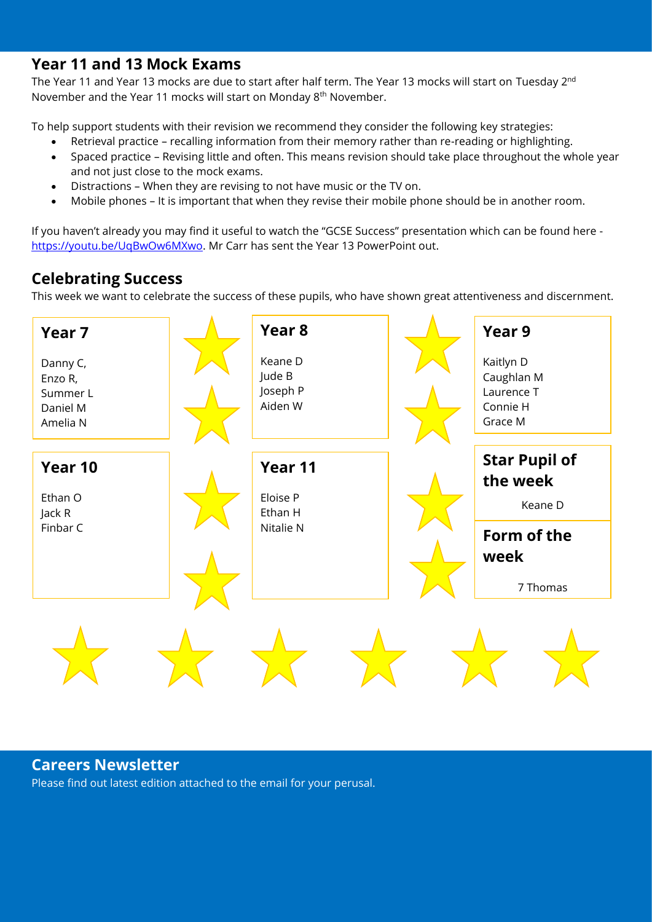## Year 11 and 13 Mock Exams

The Year 11 and Year 13 mocks are due to start after half term. The Year 13 mocks will start on Tuesday 2nd November and the Year 11 mocks will start on Monday 8th November.

To help support students with their revision we recommend they consider the following key strategies:

- Retrieval practice – recalling information from their memory rather than re-reading or highlighting.
- Spaced practice – Revising little and often. This means revision should take place throughout the whole year and not just close to the mock exams.
- Distractions – When they are revising to not have music or the TV on.
- Mobile phones – It is important that when they revise their mobile phone should be in another room.

If you haven't already you may find it useful to watch the "GCSE Success" presentation which can be found here - [https://youtu.be/UqBwOw6MXwo](https://youtu.be/UqBwOw6MXwo). Mr Carr has sent the Year 13 PowerPoint out.

## Celebrating Success

This week we want to celebrate the success of these pupils, who have shown great attentiveness and discernment.

### Year 7

Danny C,
Enzo R,
Summer L
Daniel M
Amelia N

### Year 8

Keane D
Jude B
Joseph P
Aiden W

### Year 9

Kaitlyn D
Caughlan M
Laurence T
Connie H
Grace M

### Year 10

Ethan O
Jack R
Finbar C

### Year 11

Eloise P
Ethan H
Nitalie N

### Star Pupil of the week

Keane D

### Form of the week

7 Thomas

## Careers Newsletter

Please find out latest edition attached to the email for your perusal.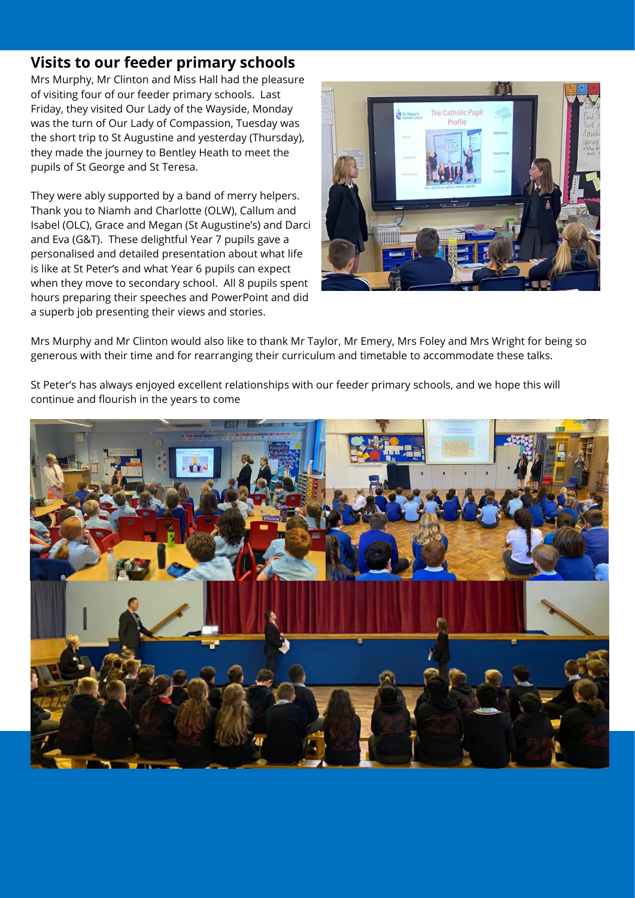## Visits to our feeder primary schools

Mrs Murphy, Mr Clinton and Miss Hall had the pleasure of visiting four of our feeder primary schools. Last Friday, they visited Our Lady of the Wayside, Monday was the turn of Our Lady of Compassion, Tuesday was the short trip to St Augustine and yesterday (Thursday), they made the journey to Bentley Heath to meet the pupils of St George and St Teresa.

They were ably supported by a band of merry helpers. Thank you to Niamh and Charlotte (OLW), Callum and Isabel (OLC), Grace and Megan (St Augustine's) and Darci and Eva (G&T). These delightful Year 7 pupils gave a personalised and detailed presentation about what life is like at St Peter's and what Year 6 pupils can expect when they move to secondary school. All 8 pupils spent hours preparing their speeches and PowerPoint and did a superb job presenting their views and stories.

Mrs Murphy and Mr Clinton would also like to thank Mr Taylor, Mr Emery, Mrs Foley and Mrs Wright for being so generous with their time and for rearranging their curriculum and timetable to accommodate these talks.

St Peter's has always enjoyed excellent relationships with our feeder primary schools, and we hope this will continue and flourish in the years to come